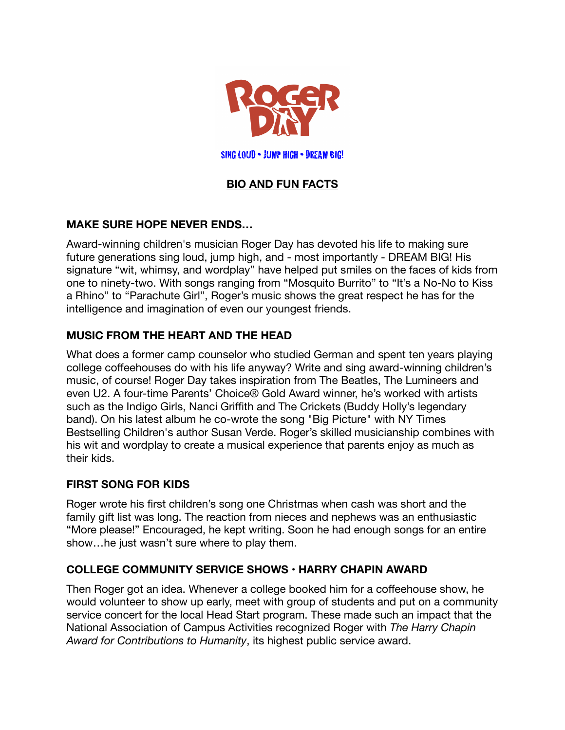# ROGER DAY

SING LOUD • JUMP HIGH • DREAM BIG!

## BIO AND FUN FACTS

### MAKE SURE HOPE NEVER ENDS…

Award-winning children's musician Roger Day has devoted his life to making sure future generations sing loud, jump high, and - most importantly - DREAM BIG! His signature "wit, whimsy, and wordplay" have helped put smiles on the faces of kids from one to ninety-two. With songs ranging from "Mosquito Burrito" to "It's a No-No to Kiss a Rhino" to "Parachute Girl", Roger's music shows the great respect he has for the intelligence and imagination of even our youngest friends.

### MUSIC FROM THE HEART AND THE HEAD

What does a former camp counselor who studied German and spent ten years playing college coffeehouses do with his life anyway? Write and sing award-winning children's music, of course! Roger Day takes inspiration from The Beatles, The Lumineers and even U2. A four-time Parents' Choice® Gold Award winner, he's worked with artists such as the Indigo Girls, Nanci Griffith and The Crickets (Buddy Holly's legendary band). On his latest album he co-wrote the song "Big Picture" with NY Times Bestselling Children's author Susan Verde. Roger's skilled musicianship combines with his wit and wordplay to create a musical experience that parents enjoy as much as their kids.

### FIRST SONG FOR KIDS

Roger wrote his first children's song one Christmas when cash was short and the family gift list was long. The reaction from nieces and nephews was an enthusiastic "More please!" Encouraged, he kept writing. Soon he had enough songs for an entire show…he just wasn't sure where to play them.

### COLLEGE COMMUNITY SERVICE SHOWS · HARRY CHAPIN AWARD

Then Roger got an idea. Whenever a college booked him for a coffeehouse show, he would volunteer to show up early, meet with group of students and put on a community service concert for the local Head Start program. These made such an impact that the National Association of Campus Activities recognized Roger with *The Harry Chapin Award for Contributions to Humanity*, its highest public service award.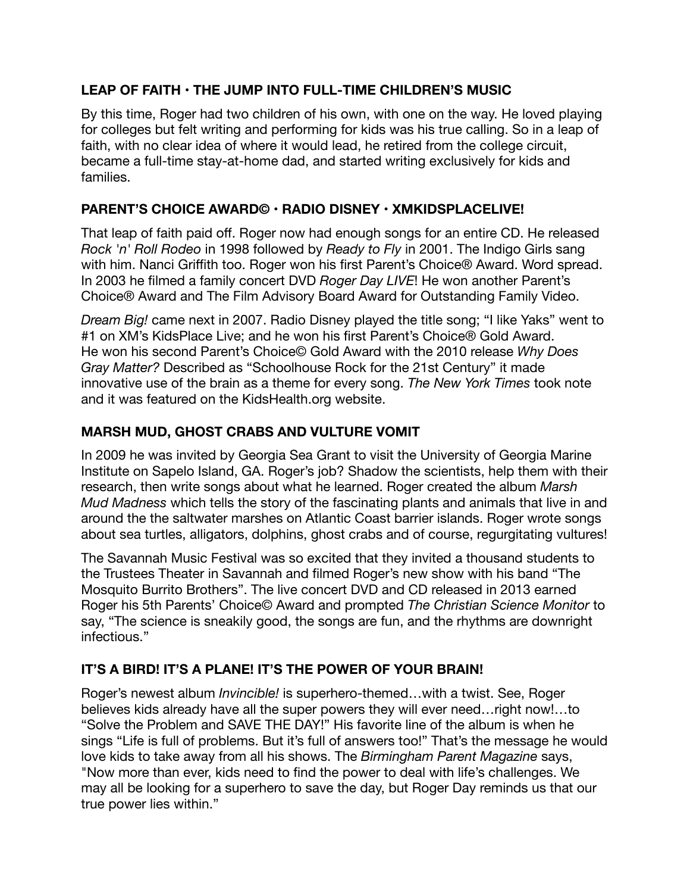### **LEAP OF FAITH · THE JUMP INTO FULL-TIME CHILDREN'S MUSIC**

By this time, Roger had two children of his own, with one on the way. He loved playing for colleges but felt writing and performing for kids was his true calling. So in a leap of faith, with no clear idea of where it would lead, he retired from the college circuit, became a full-time stay-at-home dad, and started writing exclusively for kids and families.

### **PARENT'S CHOICE AWARD© · RADIO DISNEY · XMKIDSPLACELIVE!**

That leap of faith paid off. Roger now had enough songs for an entire CD. He released *Rock 'n' Roll Rodeo* in 1998 followed by *Ready to Fly* in 2001. The Indigo Girls sang with him. Nanci Griffith too. Roger won his first Parent's Choice® Award. Word spread. In 2003 he filmed a family concert DVD *Roger Day LIVE*! He won another Parent's Choice® Award and The Film Advisory Board Award for Outstanding Family Video.

*Dream Big!* came next in 2007. Radio Disney played the title song; "I like Yaks" went to #1 on XM's KidsPlace Live; and he won his first Parent's Choice® Gold Award. He won his second Parent's Choice© Gold Award with the 2010 release *Why Does Gray Matter?* Described as "Schoolhouse Rock for the 21st Century" it made innovative use of the brain as a theme for every song. *The New York Times* took note and it was featured on the KidsHealth.org website.

### **MARSH MUD, GHOST CRABS AND VULTURE VOMIT**

In 2009 he was invited by Georgia Sea Grant to visit the University of Georgia Marine Institute on Sapelo Island, GA. Roger's job? Shadow the scientists, help them with their research, then write songs about what he learned. Roger created the album *Marsh Mud Madness* which tells the story of the fascinating plants and animals that live in and around the the saltwater marshes on Atlantic Coast barrier islands. Roger wrote songs about sea turtles, alligators, dolphins, ghost crabs and of course, regurgitating vultures!

The Savannah Music Festival was so excited that they invited a thousand students to the Trustees Theater in Savannah and filmed Roger's new show with his band "The Mosquito Burrito Brothers". The live concert DVD and CD released in 2013 earned Roger his 5th Parents' Choice© Award and prompted *The Christian Science Monitor* to say, "The science is sneakily good, the songs are fun, and the rhythms are downright infectious."

### **IT'S A BIRD! IT'S A PLANE! IT'S THE POWER OF YOUR BRAIN!**

Roger's newest album *Invincible!* is superhero-themed…with a twist. See, Roger believes kids already have all the super powers they will ever need…right now!…to "Solve the Problem and SAVE THE DAY!" His favorite line of the album is when he sings "Life is full of problems. But it's full of answers too!" That's the message he would love kids to take away from all his shows. The *Birmingham Parent Magazine* says, "Now more than ever, kids need to find the power to deal with life's challenges. We may all be looking for a superhero to save the day, but Roger Day reminds us that our true power lies within."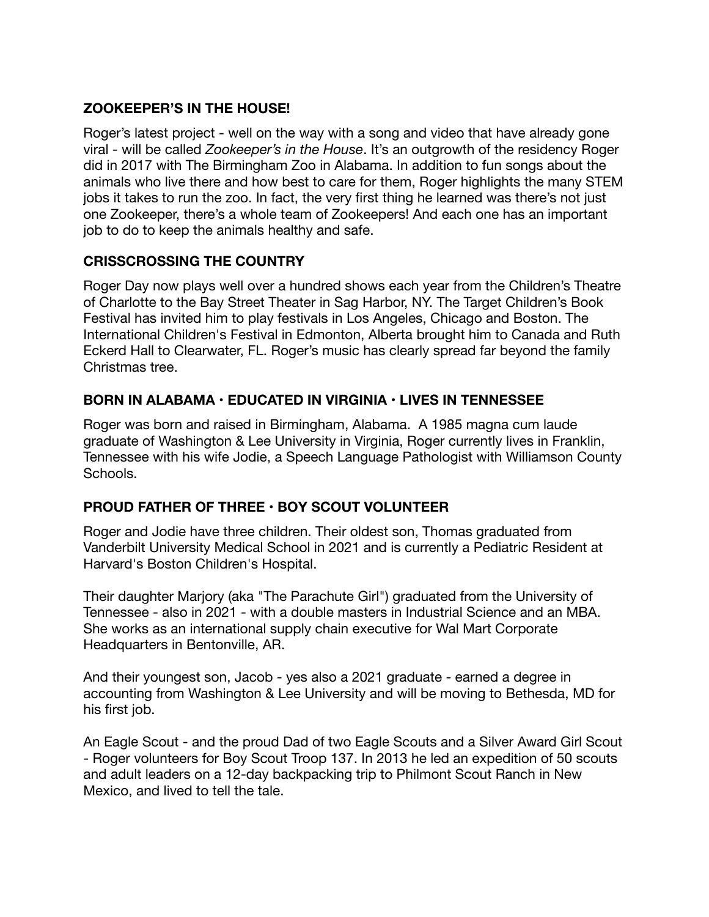**ZOOKEEPER'S IN THE HOUSE!**

Roger's latest project - well on the way with a song and video that have already gone viral - will be called *Zookeeper's in the House*. It's an outgrowth of the residency Roger did in 2017 with The Birmingham Zoo in Alabama. In addition to fun songs about the animals who live there and how best to care for them, Roger highlights the many STEM jobs it takes to run the zoo. In fact, the very first thing he learned was there's not just one Zookeeper, there's a whole team of Zookeepers! And each one has an important job to do to keep the animals healthy and safe.

**CRISSCROSSING THE COUNTRY**

Roger Day now plays well over a hundred shows each year from the Children's Theatre of Charlotte to the Bay Street Theater in Sag Harbor, NY. The Target Children's Book Festival has invited him to play festivals in Los Angeles, Chicago and Boston. The International Children's Festival in Edmonton, Alberta brought him to Canada and Ruth Eckerd Hall to Clearwater, FL. Roger's music has clearly spread far beyond the family Christmas tree.

**BORN IN ALABAMA · EDUCATED IN VIRGINIA · LIVES IN TENNESSEE**

Roger was born and raised in Birmingham, Alabama. A 1985 magna cum laude graduate of Washington & Lee University in Virginia, Roger currently lives in Franklin, Tennessee with his wife Jodie, a Speech Language Pathologist with Williamson County Schools.

**PROUD FATHER OF THREE · BOY SCOUT VOLUNTEER**

Roger and Jodie have three children. Their oldest son, Thomas graduated from Vanderbilt University Medical School in 2021 and is currently a Pediatric Resident at Harvard's Boston Children's Hospital.

Their daughter Marjory (aka "The Parachute Girl") graduated from the University of Tennessee - also in 2021 - with a double masters in Industrial Science and an MBA. She works as an international supply chain executive for Wal Mart Corporate Headquarters in Bentonville, AR.

And their youngest son, Jacob - yes also a 2021 graduate - earned a degree in accounting from Washington & Lee University and will be moving to Bethesda, MD for his first job.

An Eagle Scout - and the proud Dad of two Eagle Scouts and a Silver Award Girl Scout - Roger volunteers for Boy Scout Troop 137. In 2013 he led an expedition of 50 scouts and adult leaders on a 12-day backpacking trip to Philmont Scout Ranch in New Mexico, and lived to tell the tale.